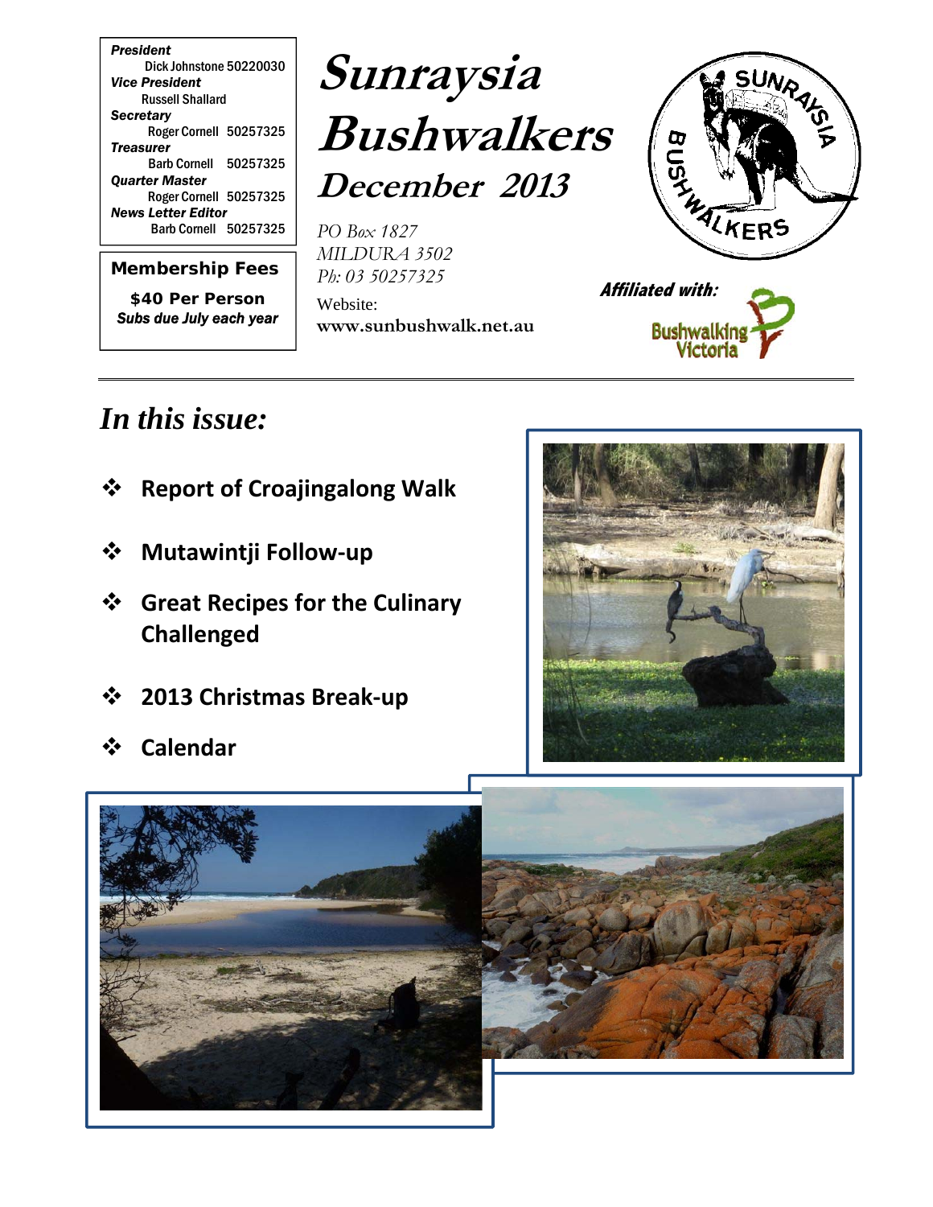**President**
Dick Johnstone 50220030
**Vice President**
Russell Shallard
**Secretary**
Roger Cornell 50257325
**Treasurer**
Barb Cornell 50257325
**Quarter Master**
Roger Cornell 50257325
**News Letter Editor**
Barb Cornell 50257325

**Membership Fees**

**$40 Per Person**
*Subs due July each year*

# Sunraysia Bushwalkers

## December 2013

*PO Box 1827*
*MILDURA 3502*
*Ph: 03 50257325*

Website:
**www.sunbushwalk.net.au**

***Affiliated with:*** Bushwalking Victoria

---

# *In this issue:*

- **Report of Croajingalong Walk**
- **Mutawintji Follow-up**
- **Great Recipes for the Culinary Challenged**
- **2013 Christmas Break-up**
- **Calendar**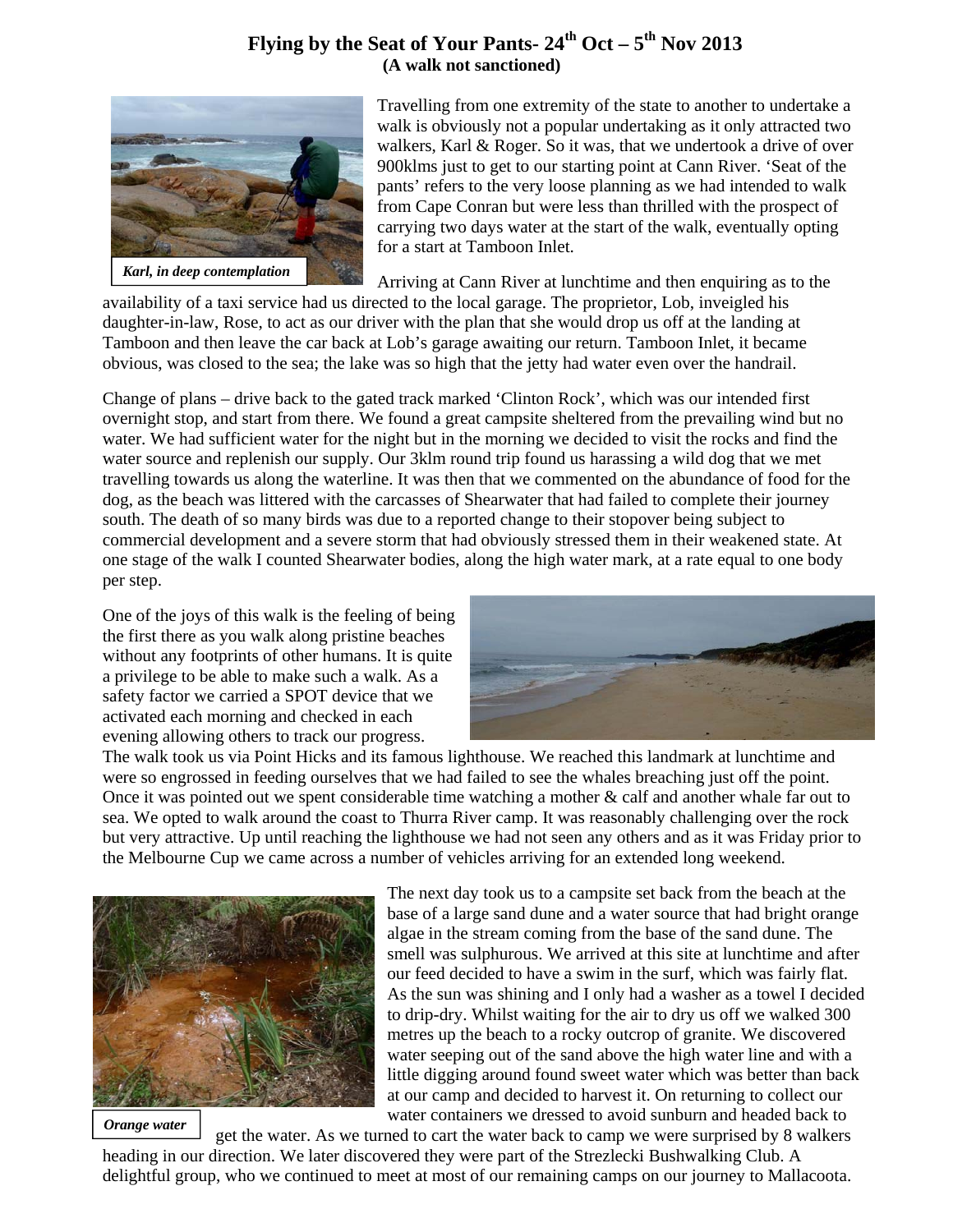# Flying by the Seat of Your Pants- 24th Oct – 5th Nov 2013

**(A walk not sanctioned)**

*Karl, in deep contemplation*

Travelling from one extremity of the state to another to undertake a walk is obviously not a popular undertaking as it only attracted two walkers, Karl & Roger. So it was, that we undertook a drive of over 900klms just to get to our starting point at Cann River. 'Seat of the pants' refers to the very loose planning as we had intended to walk from Cape Conran but were less than thrilled with the prospect of carrying two days water at the start of the walk, eventually opting for a start at Tamboon Inlet.

Arriving at Cann River at lunchtime and then enquiring as to the availability of a taxi service had us directed to the local garage. The proprietor, Lob, inveigled his daughter-in-law, Rose, to act as our driver with the plan that she would drop us off at the landing at Tamboon and then leave the car back at Lob's garage awaiting our return. Tamboon Inlet, it became obvious, was closed to the sea; the lake was so high that the jetty had water even over the handrail.

Change of plans – drive back to the gated track marked 'Clinton Rock', which was our intended first overnight stop, and start from there. We found a great campsite sheltered from the prevailing wind but no water. We had sufficient water for the night but in the morning we decided to visit the rocks and find the water source and replenish our supply. Our 3klm round trip found us harassing a wild dog that we met travelling towards us along the waterline. It was then that we commented on the abundance of food for the dog, as the beach was littered with the carcasses of Shearwater that had failed to complete their journey south. The death of so many birds was due to a reported change to their stopover being subject to commercial development and a severe storm that had obviously stressed them in their weakened state. At one stage of the walk I counted Shearwater bodies, along the high water mark, at a rate equal to one body per step.

One of the joys of this walk is the feeling of being the first there as you walk along pristine beaches without any footprints of other humans. It is quite a privilege to be able to make such a walk. As a safety factor we carried a SPOT device that we activated each morning and checked in each evening allowing others to track our progress. The walk took us via Point Hicks and its famous lighthouse. We reached this landmark at lunchtime and were so engrossed in feeding ourselves that we had failed to see the whales breaching just off the point. Once it was pointed out we spent considerable time watching a mother & calf and another whale far out to sea. We opted to walk around the coast to Thurra River camp. It was reasonably challenging over the rock but very attractive. Up until reaching the lighthouse we had not seen any others and as it was Friday prior to the Melbourne Cup we came across a number of vehicles arriving for an extended long weekend.

*Orange water*

The next day took us to a campsite set back from the beach at the base of a large sand dune and a water source that had bright orange algae in the stream coming from the base of the sand dune. The smell was sulphurous. We arrived at this site at lunchtime and after our feed decided to have a swim in the surf, which was fairly flat. As the sun was shining and I only had a washer as a towel I decided to drip-dry. Whilst waiting for the air to dry us off we walked 300 metres up the beach to a rocky outcrop of granite. We discovered water seeping out of the sand above the high water line and with a little digging around found sweet water which was better than back at our camp and decided to harvest it. On returning to collect our water containers we dressed to avoid sunburn and headed back to get the water. As we turned to cart the water back to camp we were surprised by 8 walkers heading in our direction. We later discovered they were part of the Strezlecki Bushwalking Club. A delightful group, who we continued to meet at most of our remaining camps on our journey to Mallacoota.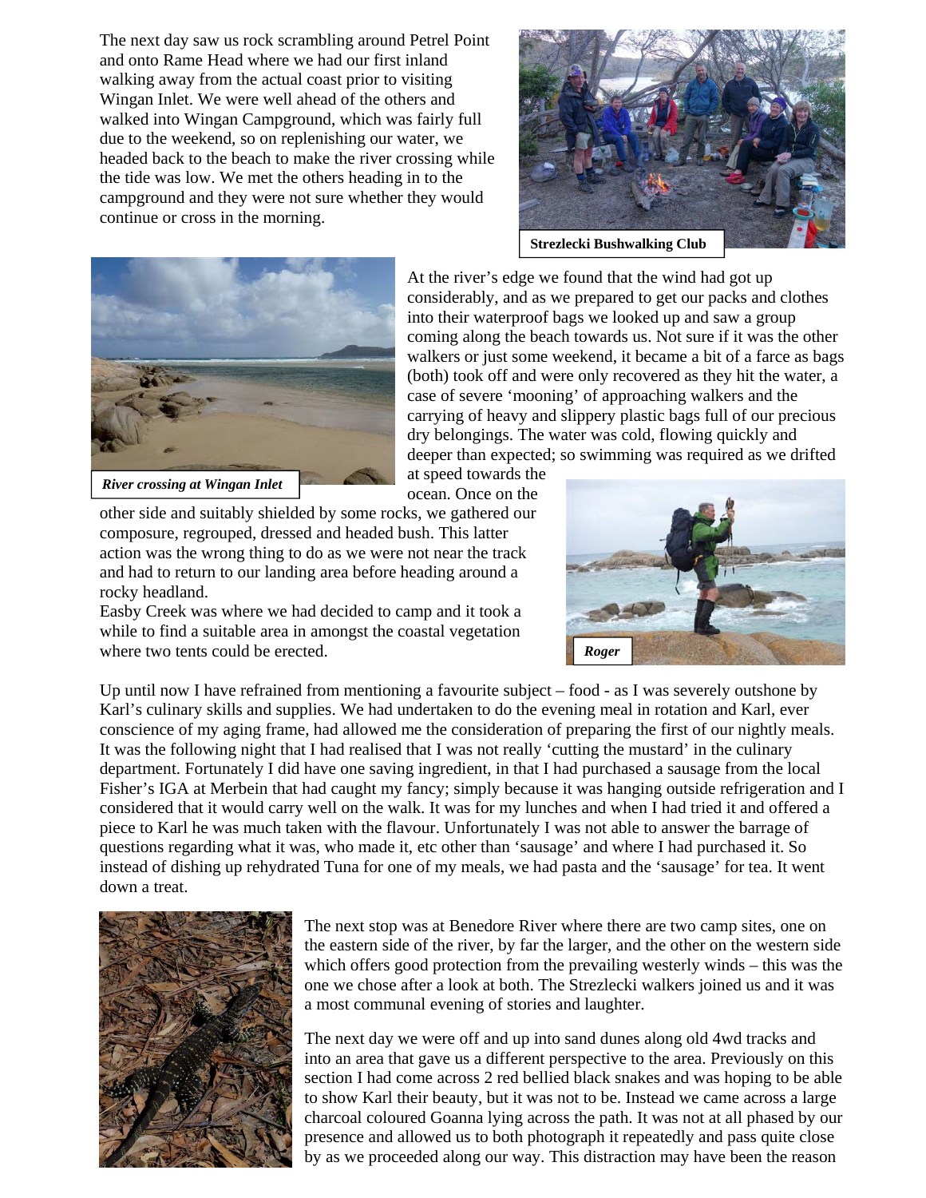The next day saw us rock scrambling around Petrel Point and onto Rame Head where we had our first inland walking away from the actual coast prior to visiting Wingan Inlet. We were well ahead of the others and walked into Wingan Campground, which was fairly full due to the weekend, so on replenishing our water, we headed back to the beach to make the river crossing while the tide was low. We met the others heading in to the campground and they were not sure whether they would continue or cross in the morning.

**Strezlecki Bushwalking Club**

***River crossing at Wingan Inlet***

At the river's edge we found that the wind had got up considerably, and as we prepared to get our packs and clothes into their waterproof bags we looked up and saw a group coming along the beach towards us. Not sure if it was the other walkers or just some weekend, it became a bit of a farce as bags (both) took off and were only recovered as they hit the water, a case of severe 'mooning' of approaching walkers and the carrying of heavy and slippery plastic bags full of our precious dry belongings. The water was cold, flowing quickly and deeper than expected; so swimming was required as we drifted at speed towards the ocean. Once on the other side and suitably shielded by some rocks, we gathered our composure, regrouped, dressed and headed bush. This latter action was the wrong thing to do as we were not near the track and had to return to our landing area before heading around a rocky headland.

Easby Creek was where we had decided to camp and it took a while to find a suitable area in amongst the coastal vegetation where two tents could be erected.

***Roger***

Up until now I have refrained from mentioning a favourite subject – food - as I was severely outshone by Karl's culinary skills and supplies. We had undertaken to do the evening meal in rotation and Karl, ever conscience of my aging frame, had allowed me the consideration of preparing the first of our nightly meals. It was the following night that I had realised that I was not really 'cutting the mustard' in the culinary department. Fortunately I did have one saving ingredient, in that I had purchased a sausage from the local Fisher's IGA at Merbein that had caught my fancy; simply because it was hanging outside refrigeration and I considered that it would carry well on the walk. It was for my lunches and when I had tried it and offered a piece to Karl he was much taken with the flavour. Unfortunately I was not able to answer the barrage of questions regarding what it was, who made it, etc other than 'sausage' and where I had purchased it. So instead of dishing up rehydrated Tuna for one of my meals, we had pasta and the 'sausage' for tea. It went down a treat.

The next stop was at Benedore River where there are two camp sites, one on the eastern side of the river, by far the larger, and the other on the western side which offers good protection from the prevailing westerly winds – this was the one we chose after a look at both. The Strezlecki walkers joined us and it was a most communal evening of stories and laughter.

The next day we were off and up into sand dunes along old 4wd tracks and into an area that gave us a different perspective to the area. Previously on this section I had come across 2 red bellied black snakes and was hoping to be able to show Karl their beauty, but it was not to be. Instead we came across a large charcoal coloured Goanna lying across the path. It was not at all phased by our presence and allowed us to both photograph it repeatedly and pass quite close by as we proceeded along our way. This distraction may have been the reason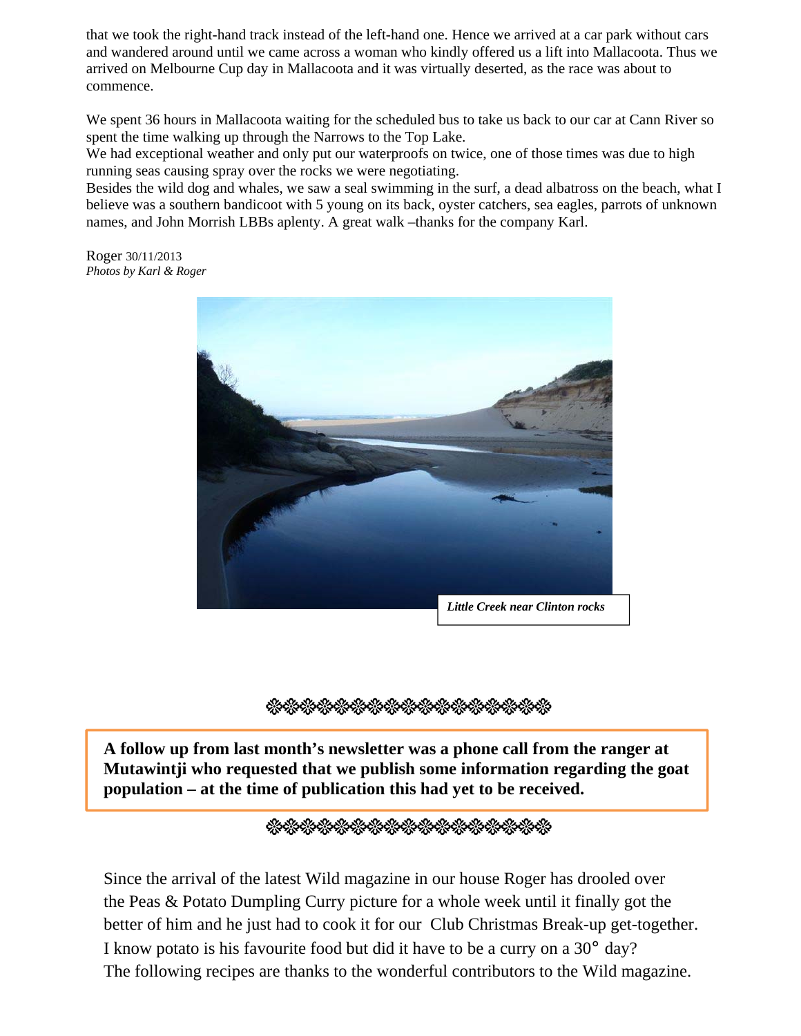that we took the right-hand track instead of the left-hand one. Hence we arrived at a car park without cars and wandered around until we came across a woman who kindly offered us a lift into Mallacoota. Thus we arrived on Melbourne Cup day in Mallacoota and it was virtually deserted, as the race was about to commence.

We spent 36 hours in Mallacoota waiting for the scheduled bus to take us back to our car at Cann River so spent the time walking up through the Narrows to the Top Lake.
We had exceptional weather and only put our waterproofs on twice, one of those times was due to high running seas causing spray over the rocks we were negotiating.
Besides the wild dog and whales, we saw a seal swimming in the surf, a dead albatross on the beach, what I believe was a southern bandicoot with 5 young on its back, oyster catchers, sea eagles, parrots of unknown names, and John Morrish LBBs aplenty. A great walk –thanks for the company Karl.

Roger 30/11/2013
*Photos by Karl & Roger*

***Little Creek near Clinton rocks***

❀❀❀❀❀❀❀❀❀❀❀❀❀❀❀❀❀❀❀❀❀❀

**A follow up from last month's newsletter was a phone call from the ranger at Mutawintji who requested that we publish some information regarding the goat population – at the time of publication this had yet to be received.**

❀❀❀❀❀❀❀❀❀❀❀❀❀❀❀❀❀❀❀❀❀❀

Since the arrival of the latest Wild magazine in our house Roger has drooled over the Peas & Potato Dumpling Curry picture for a whole week until it finally got the better of him and he just had to cook it for our Club Christmas Break-up get-together. I know potato is his favourite food but did it have to be a curry on a 30° day?
The following recipes are thanks to the wonderful contributors to the Wild magazine.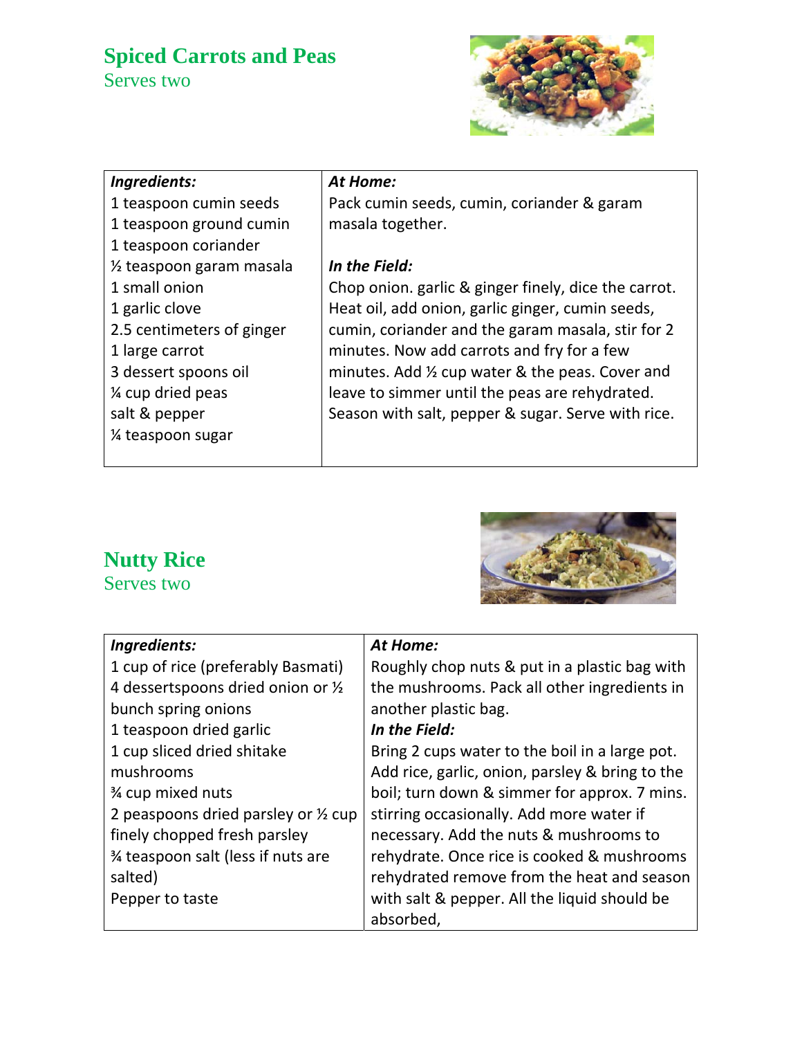# Spiced Carrots and Peas

Serves two

| *Ingredients:* | *At Home:* |
| --- | --- |
| 1 teaspoon cumin seeds<br>1 teaspoon ground cumin<br>1 teaspoon coriander<br>½ teaspoon garam masala<br>1 small onion<br>1 garlic clove<br>2.5 centimeters of ginger<br>1 large carrot<br>3 dessert spoons oil<br>¼ cup dried peas<br>salt & pepper<br>¼ teaspoon sugar | Pack cumin seeds, cumin, coriander & garam masala together.<br><br>***In the Field:***<br>Chop onion. garlic & ginger finely, dice the carrot. Heat oil, add onion, garlic ginger, cumin seeds, cumin, coriander and the garam masala, stir for 2 minutes. Now add carrots and fry for a few minutes. Add ½ cup water & the peas. Cover and leave to simmer until the peas are rehydrated. Season with salt, pepper & sugar. Serve with rice. |

# Nutty Rice

Serves two

| *Ingredients:* | *At Home:* |
| --- | --- |
| 1 cup of rice (preferably Basmati)<br>4 dessertspoons dried onion or ½ bunch spring onions<br>1 teaspoon dried garlic<br>1 cup sliced dried shitake mushrooms<br>¾ cup mixed nuts<br>2 peaspoons dried parsley or ½ cup finely chopped fresh parsley<br>¾ teaspoon salt (less if nuts are salted)<br>Pepper to taste | Roughly chop nuts & put in a plastic bag with the mushrooms. Pack all other ingredients in another plastic bag.<br>***In the Field:***<br>Bring 2 cups water to the boil in a large pot. Add rice, garlic, onion, parsley & bring to the boil; turn down & simmer for approx. 7 mins. stirring occasionally. Add more water if necessary. Add the nuts & mushrooms to rehydrate. Once rice is cooked & mushrooms rehydrated remove from the heat and season with salt & pepper. All the liquid should be absorbed, |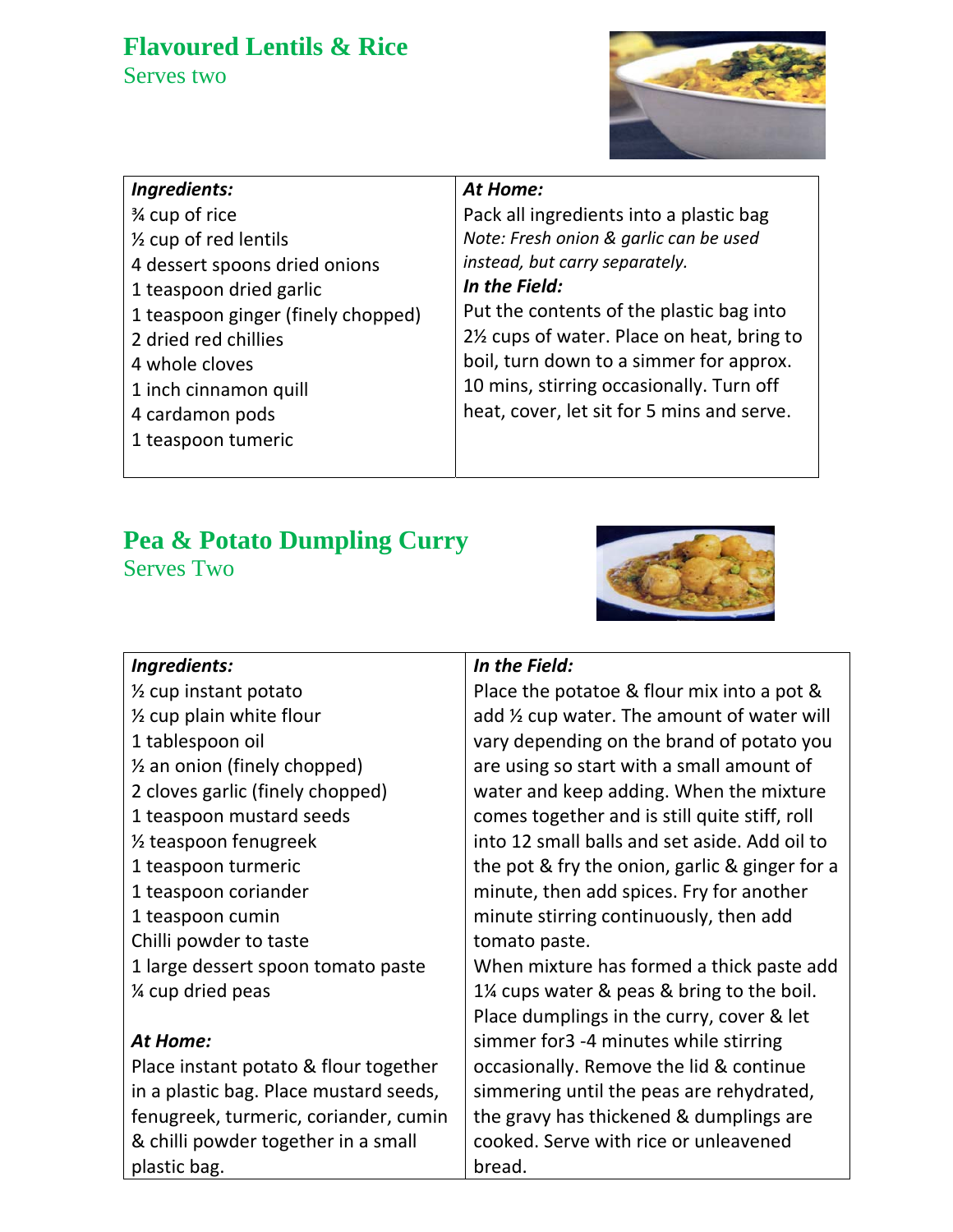## Flavoured Lentils & Rice

Serves two

| **Ingredients:** | **At Home:** |
| --- | --- |
| ¾ cup of rice<br>½ cup of red lentils<br>4 dessert spoons dried onions<br>1 teaspoon dried garlic<br>1 teaspoon ginger (finely chopped)<br>2 dried red chillies<br>4 whole cloves<br>1 inch cinnamon quill<br>4 cardamon pods<br>1 teaspoon tumeric | Pack all ingredients into a plastic bag<br>*Note: Fresh onion & garlic can be used instead, but carry separately.*<br>***In the Field:***<br>Put the contents of the plastic bag into 2½ cups of water. Place on heat, bring to boil, turn down to a simmer for approx. 10 mins, stirring occasionally. Turn off heat, cover, let sit for 5 mins and serve. |

## Pea & Potato Dumpling Curry

Serves Two

| **Ingredients:** | **In the Field:** |
| --- | --- |
| ½ cup instant potato<br>½ cup plain white flour<br>1 tablespoon oil<br>½ an onion (finely chopped)<br>2 cloves garlic (finely chopped)<br>1 teaspoon mustard seeds<br>½ teaspoon fenugreek<br>1 teaspoon turmeric<br>1 teaspoon coriander<br>1 teaspoon cumin<br>Chilli powder to taste<br>1 large dessert spoon tomato paste<br>¼ cup dried peas<br><br>***At Home:***<br>Place instant potato & flour together in a plastic bag. Place mustard seeds, fenugreek, turmeric, coriander, cumin & chilli powder together in a small plastic bag. | Place the potatoe & flour mix into a pot & add ½ cup water. The amount of water will vary depending on the brand of potato you are using so start with a small amount of water and keep adding. When the mixture comes together and is still quite stiff, roll into 12 small balls and set aside. Add oil to the pot & fry the onion, garlic & ginger for a minute, then add spices. Fry for another minute stirring continuously, then add tomato paste.<br>When mixture has formed a thick paste add 1¼ cups water & peas & bring to the boil. Place dumplings in the curry, cover & let simmer for3 -4 minutes while stirring occasionally. Remove the lid & continue simmering until the peas are rehydrated, the gravy has thickened & dumplings are cooked. Serve with rice or unleavened bread. |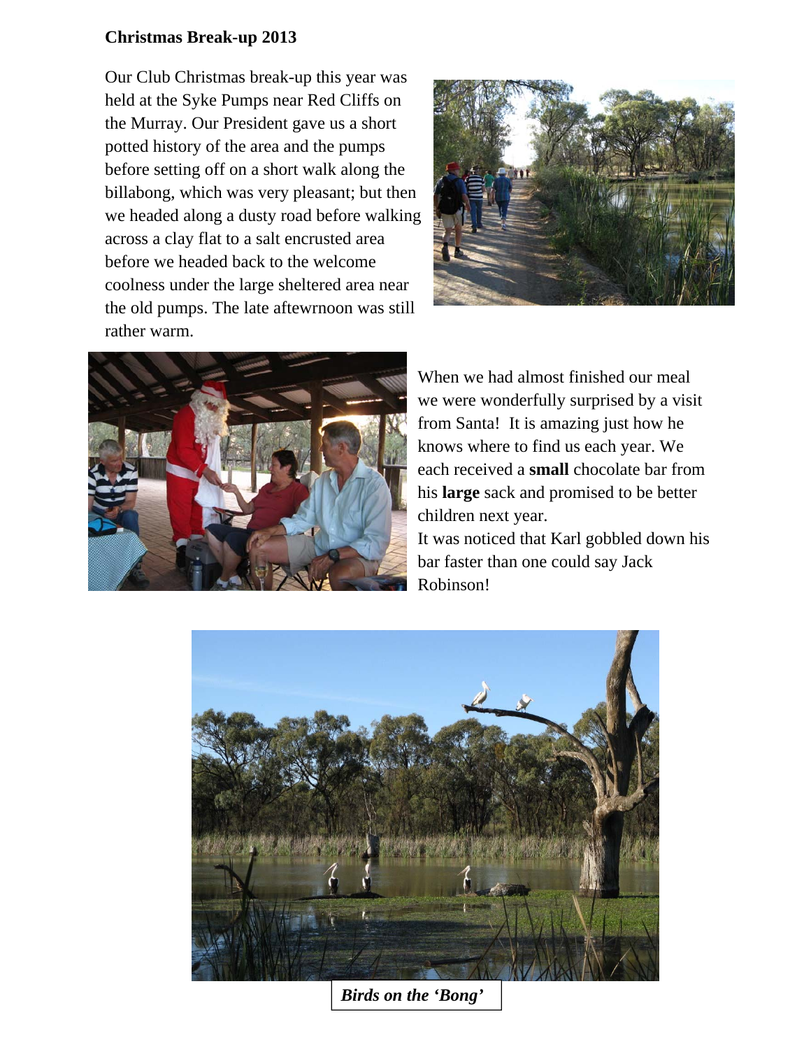**Christmas Break-up 2013**

Our Club Christmas break-up this year was held at the Syke Pumps near Red Cliffs on the Murray. Our President gave us a short potted history of the area and the pumps before setting off on a short walk along the billabong, which was very pleasant; but then we headed along a dusty road before walking across a clay flat to a salt encrusted area before we headed back to the welcome coolness under the large sheltered area near the old pumps. The late aftewrnoon was still rather warm.

When we had almost finished our meal we were wonderfully surprised by a visit from Santa! It is amazing just how he knows where to find us each year. We each received a **small** chocolate bar from his **large** sack and promised to be better children next year.

It was noticed that Karl gobbled down his bar faster than one could say Jack Robinson!

***Birds on the 'Bong'***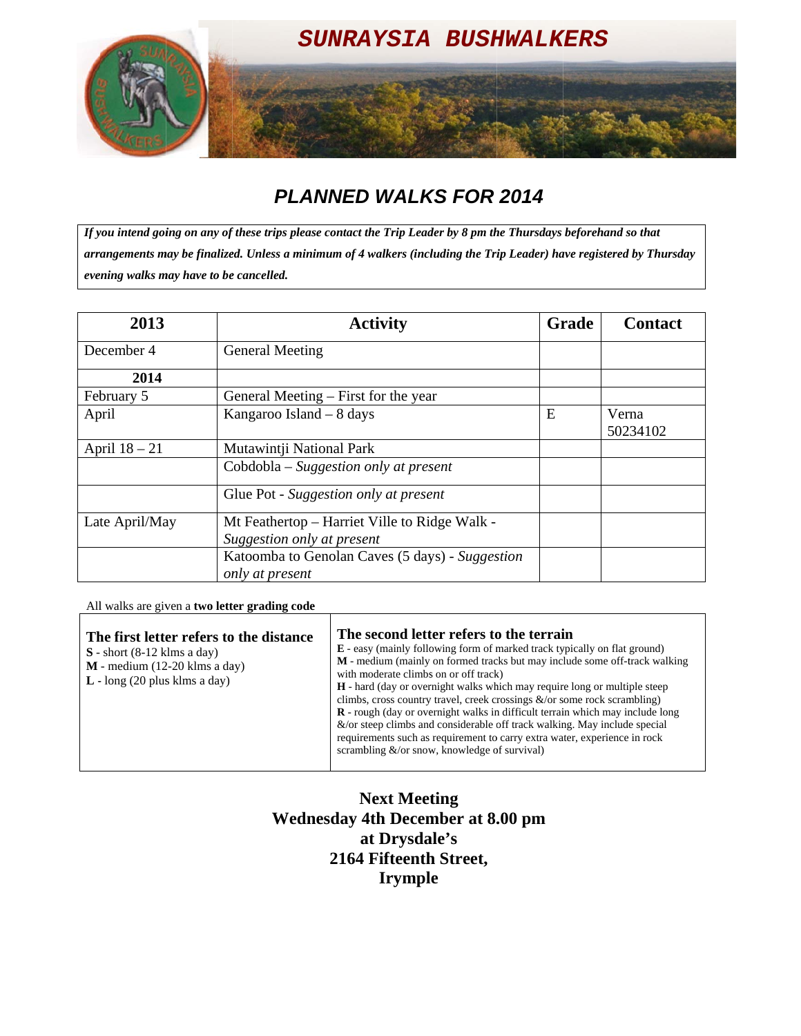# SUNRAYSIA BUSHWALKERS

## PLANNED WALKS FOR 2014

***If you intend going on any of these trips please contact the Trip Leader by 8 pm the Thursdays beforehand so that arrangements may be finalized. Unless a minimum of 4 walkers (including the Trip Leader) have registered by Thursday evening walks may have to be cancelled.***

| 2013 | Activity | Grade | Contact |
|---|---|---|---|
| December 4 | General Meeting | | |
| **2014** | | | |
| February 5 | General Meeting – First for the year | | |
| April | Kangaroo Island – 8 days | E | Verna 50234102 |
| April 18 – 21 | Mutawintji National Park | | |
| | Cobdobla – *Suggestion only at present* | | |
| | Glue Pot - *Suggestion only at present* | | |
| Late April/May | Mt Feathertop – Harriet Ville to Ridge Walk - *Suggestion only at present* | | |
| | Katoomba to Genolan Caves (5 days) - *Suggestion only at present* | | |

All walks are given a **two letter grading code**

**The first letter refers to the distance**
**S** - short (8-12 klms a day)
**M** - medium (12-20 klms a day)
**L** - long (20 plus klms a day)

**The second letter refers to the terrain**
**E** - easy (mainly following form of marked track typically on flat ground)
**M** - medium (mainly on formed tracks but may include some off-track walking with moderate climbs on or off track)
**H** - hard (day or overnight walks which may require long or multiple steep climbs, cross country travel, creek crossings &/or some rock scrambling)
**R** - rough (day or overnight walks in difficult terrain which may include long &/or steep climbs and considerable off track walking. May include special requirements such as requirement to carry extra water, experience in rock scrambling &/or snow, knowledge of survival)

**Next Meeting**
**Wednesday 4th December at 8.00 pm**
**at Drysdale's**
**2164 Fifteenth Street,**
**Irymple**